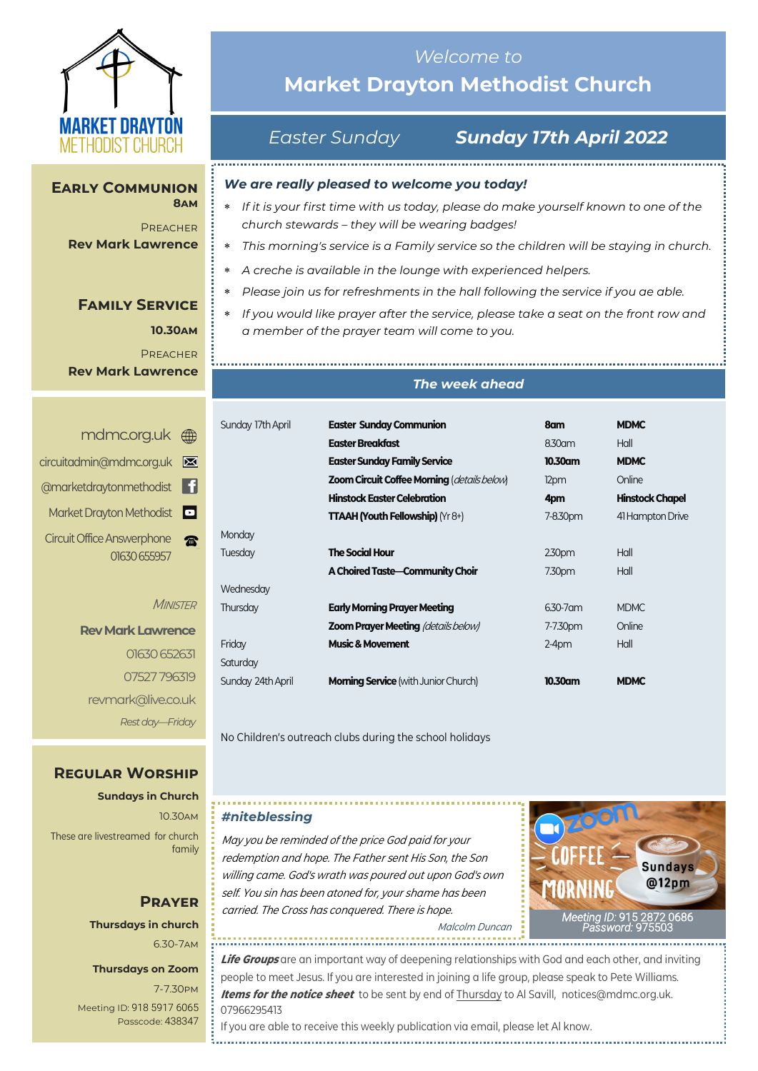MARKET DRAYTON METHODIST CHURCH

## *Welcome to* Market Drayton Methodist Church

### *Easter Sunday* — *Sunday 17th April 2022*

### Early Communion
**8am**

Preacher
**Rev Mark Lawrence**

### Family Service
**10.30am**

Preacher
**Rev Mark Lawrence**

mdmc.org.uk
circuitadmin@mdmc.org.uk
@marketdraytonmethodist
Market Drayton Methodist
Circuit Office Answerphone 01630 655957

*Minister*
**Rev Mark Lawrence**
01630 652631
07527 796319
revmark@live.co.uk
*Rest day—Friday*

### Regular Worship
**Sundays in Church**
10.30am
These are livestreamed for church family

### Prayer
**Thursdays in church**
6.30-7am

**Thursdays on Zoom**
7-7.30pm
Meeting ID: 918 5917 6065
Passcode: 438347

***We are really pleased to welcome you today!***

- *If it is your first time with us today, please do make yourself known to one of the church stewards – they will be wearing badges!*
- *This morning's service is a Family service so the children will be staying in church.*
- *A creche is available in the lounge with experienced helpers.*
- *Please join us for refreshments in the hall following the service if you ae able.*
- *If you would like prayer after the service, please take a seat on the front row and a member of the prayer team will come to you.*

### *The week ahead*

| | | | |
|---|---|---|---|
| Sunday 17th April | **Easter Sunday Communion** | **8am** | **MDMC** |
| | **Easter Breakfast** | 8.30am | Hall |
| | **Easter Sunday Family Service** | **10.30am** | **MDMC** |
| | **Zoom Circuit Coffee Morning** (*details below*) | 12pm | Online |
| | **Hinstock Easter Celebration** | **4pm** | **Hinstock Chapel** |
| | **TTAAH (Youth Fellowship)** (Yr 8+) | 7-8.30pm | 41 Hampton Drive |
| Monday | | | |
| Tuesday | **The Social Hour** | 2.30pm | Hall |
| | **A Choired Taste—Community Choir** | 7.30pm | Hall |
| Wednesday | | | |
| Thursday | **Early Morning Prayer Meeting** | 6.30-7am | MDMC |
| | **Zoom Prayer Meeting** (*details below*) | 7-7.30pm | Online |
| Friday | **Music & Movement** | 2-4pm | Hall |
| Saturday | | | |
| Sunday 24th April | **Morning Service** (with Junior Church) | **10.30am** | **MDMC** |

No Children's outreach clubs during the school holidays

### *#niteblessing*

*May you be reminded of the price God paid for your redemption and hope. The Father sent His Son, the Son willing came. God's wrath was poured out upon God's own self. You sin has been atoned for, your shame has been carried. The Cross has conquered. There is hope.*

*Malcolm Duncan*

zoom COFFEE MORNING Sundays @12pm
*Meeting ID:* 915 2872 0686
*Password:* 975503

***Life Groups*** are an important way of deepening relationships with God and each other, and inviting people to meet Jesus. If you are interested in joining a life group, please speak to Pete Williams.
***Items for the notice sheet*** to be sent by end of Thursday to Al Savill, notices@mdmc.org.uk. 07966295413
If you are able to receive this weekly publication via email, please let Al know.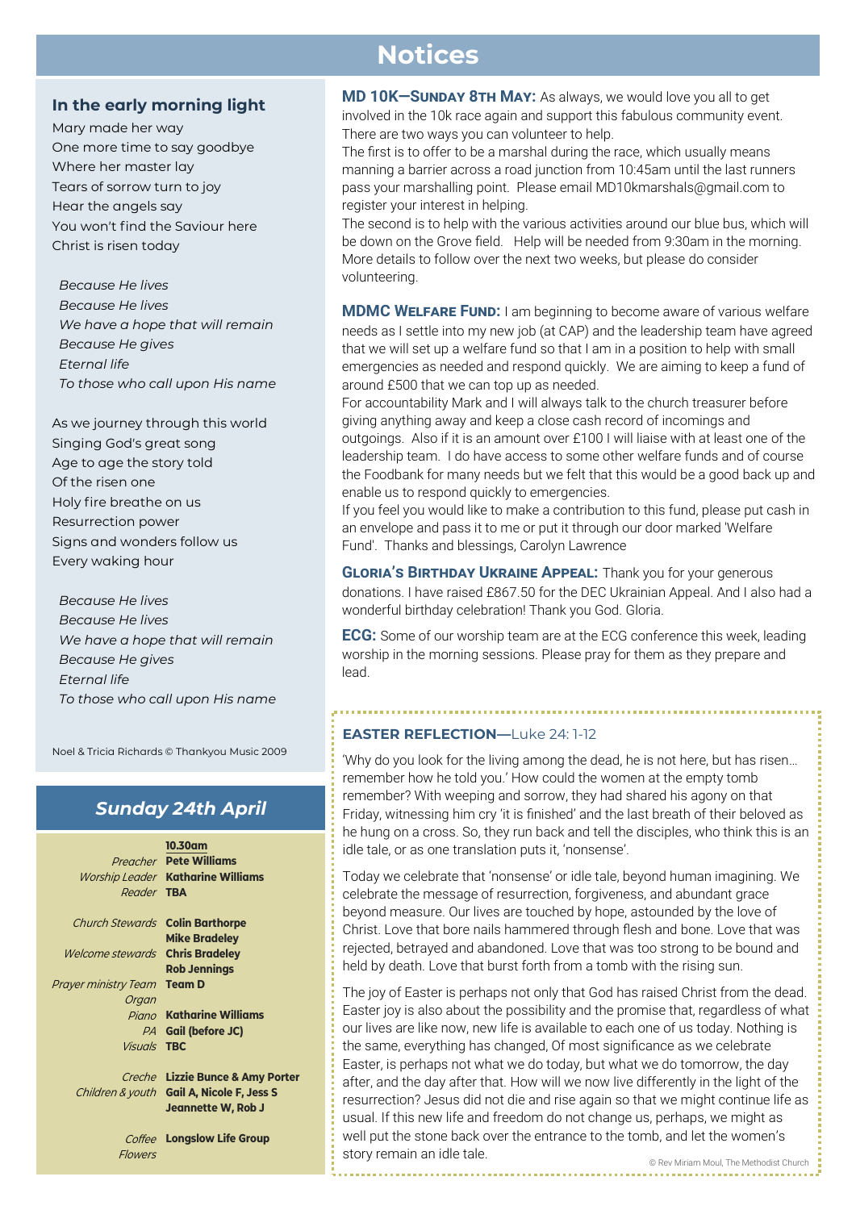# Notices

## In the early morning light

Mary made her way
One more time to say goodbye
Where her master lay
Tears of sorrow turn to joy
Hear the angels say
You won't find the Saviour here
Christ is risen today

*Because He lives*
*Because He lives*
*We have a hope that will remain*
*Because He gives*
*Eternal life*
*To those who call upon His name*

As we journey through this world
Singing God's great song
Age to age the story told
Of the risen one
Holy fire breathe on us
Resurrection power
Signs and wonders follow us
Every waking hour

*Because He lives*
*Because He lives*
*We have a hope that will remain*
*Because He gives*
*Eternal life*
*To those who call upon His name*

Noel & Tricia Richards © Thankyou Music 2009

## *Sunday 24th April*

| | 10.30am |
|---|---|
| *Preacher* | **Pete Williams** |
| *Worship Leader* | **Katharine Williams** |
| *Reader* | **TBA** |
| *Church Stewards* | **Colin Barthorpe** |
| | **Mike Bradeley** |
| *Welcome stewards* | **Chris Bradeley** |
| | **Rob Jennings** |
| *Prayer ministry Team* | **Team D** |
| *Organ* | |
| *Piano* | **Katharine Williams** |
| *PA* | **Gail (before JC)** |
| *Visuals* | **TBC** |
| *Creche* | **Lizzie Bunce & Amy Porter** |
| *Children & youth* | **Gail A, Nicole F, Jess S** |
| | **Jeannette W, Rob J** |
| *Coffee* | **Longslow Life Group** |
| *Flowers* | |

**MD 10K—Sunday 8th May:** As always, we would love you all to get involved in the 10k race again and support this fabulous community event. There are two ways you can volunteer to help.

The first is to offer to be a marshal during the race, which usually means manning a barrier across a road junction from 10:45am until the last runners pass your marshalling point. Please email MD10kmarshals@gmail.com to register your interest in helping.

The second is to help with the various activities around our blue bus, which will be down on the Grove field. Help will be needed from 9:30am in the morning. More details to follow over the next two weeks, but please do consider volunteering.

**MDMC Welfare Fund:** I am beginning to become aware of various welfare needs as I settle into my new job (at CAP) and the leadership team have agreed that we will set up a welfare fund so that I am in a position to help with small emergencies as needed and respond quickly. We are aiming to keep a fund of around £500 that we can top up as needed.

For accountability Mark and I will always talk to the church treasurer before giving anything away and keep a close cash record of incomings and outgoings. Also if it is an amount over £100 I will liaise with at least one of the leadership team. I do have access to some other welfare funds and of course the Foodbank for many needs but we felt that this would be a good back up and enable us to respond quickly to emergencies.

If you feel you would like to make a contribution to this fund, please put cash in an envelope and pass it to me or put it through our door marked 'Welfare Fund'. Thanks and blessings, Carolyn Lawrence

**Gloria's Birthday Ukraine Appeal:** Thank you for your generous donations. I have raised £867.50 for the DEC Ukrainian Appeal. And I also had a wonderful birthday celebration! Thank you God. Gloria.

**ECG:** Some of our worship team are at the ECG conference this week, leading worship in the morning sessions. Please pray for them as they prepare and lead.

### EASTER REFLECTION—Luke 24: 1-12

'Why do you look for the living among the dead, he is not here, but has risen… remember how he told you.' How could the women at the empty tomb remember? With weeping and sorrow, they had shared his agony on that Friday, witnessing him cry 'it is finished' and the last breath of their beloved as he hung on a cross. So, they run back and tell the disciples, who think this is an idle tale, or as one translation puts it, 'nonsense'.

Today we celebrate that 'nonsense' or idle tale, beyond human imagining. We celebrate the message of resurrection, forgiveness, and abundant grace beyond measure. Our lives are touched by hope, astounded by the love of Christ. Love that bore nails hammered through flesh and bone. Love that was rejected, betrayed and abandoned. Love that was too strong to be bound and held by death. Love that burst forth from a tomb with the rising sun.

The joy of Easter is perhaps not only that God has raised Christ from the dead. Easter joy is also about the possibility and the promise that, regardless of what our lives are like now, new life is available to each one of us today. Nothing is the same, everything has changed, Of most significance as we celebrate Easter, is perhaps not what we do today, but what we do tomorrow, the day after, and the day after that. How will we now live differently in the light of the resurrection? Jesus did not die and rise again so that we might continue life as usual. If this new life and freedom do not change us, perhaps, we might as well put the stone back over the entrance to the tomb, and let the women's story remain an idle tale.

© Rev Miriam Moul, The Methodist Church